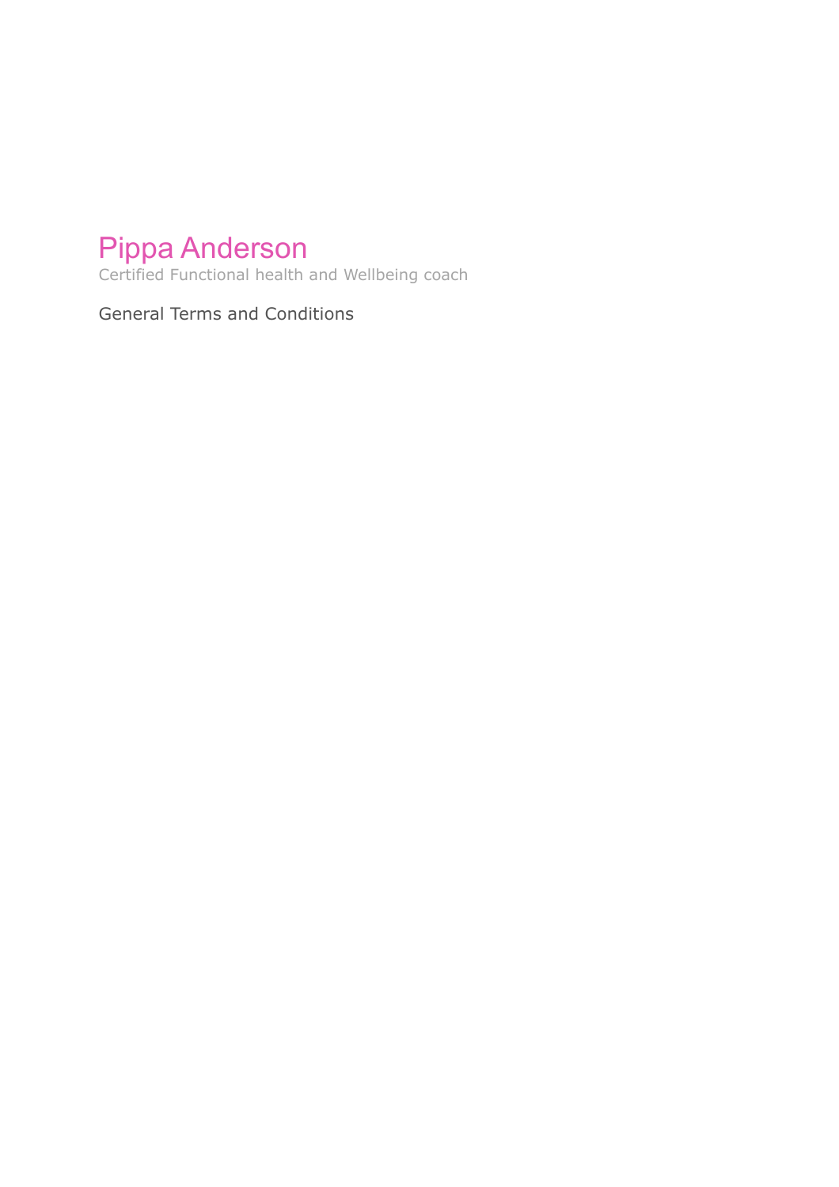# Pippa Anderson

Certified Functional health and Wellbeing coach

General Terms and Conditions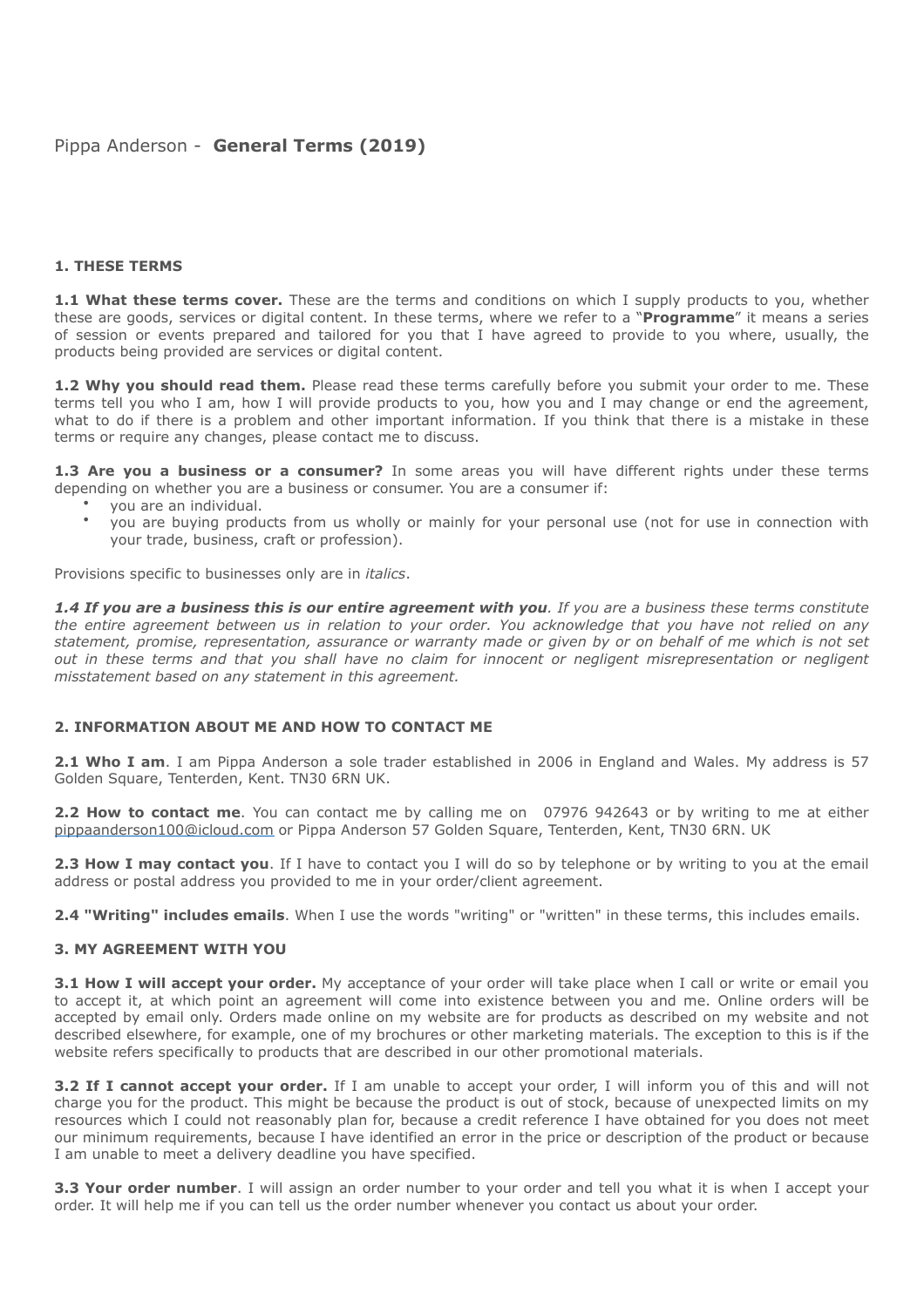# Pippa Anderson - **General Terms (2019)**

## 1. THESE TERMS

**1.1 What these terms cover.** These are the terms and conditions on which I supply products to you, whether these are goods, services or digital content. In these terms, where we refer to a "**Programme**" it means a series of session or events prepared and tailored for you that I have agreed to provide to you where, usually, the products being provided are services or digital content.

**1.2 Why you should read them.** Please read these terms carefully before you submit your order to me. These terms tell you who I am, how I will provide products to you, how you and I may change or end the agreement, what to do if there is a problem and other important information. If you think that there is a mistake in these terms or require any changes, please contact me to discuss.

**1.3 Are you a business or a consumer?** In some areas you will have different rights under these terms depending on whether you are a business or consumer. You are a consumer if:

- you are an individual.
- you are buying products from us wholly or mainly for your personal use (not for use in connection with your trade, business, craft or profession).

Provisions specific to businesses only are in *italics*.

***1.4 If you are a business this is our entire agreement with you**. If you are a business these terms constitute the entire agreement between us in relation to your order. You acknowledge that you have not relied on any statement, promise, representation, assurance or warranty made or given by or on behalf of me which is not set out in these terms and that you shall have no claim for innocent or negligent misrepresentation or negligent misstatement based on any statement in this agreement.*

## 2. INFORMATION ABOUT ME AND HOW TO CONTACT ME

**2.1 Who I am**. I am Pippa Anderson a sole trader established in 2006 in England and Wales. My address is 57 Golden Square, Tenterden, Kent. TN30 6RN UK.

**2.2 How to contact me**. You can contact me by calling me on 07976 942643 or by writing to me at either pippaanderson100@icloud.com or Pippa Anderson 57 Golden Square, Tenterden, Kent, TN30 6RN. UK

**2.3 How I may contact you**. If I have to contact you I will do so by telephone or by writing to you at the email address or postal address you provided to me in your order/client agreement.

**2.4 "Writing" includes emails**. When I use the words "writing" or "written" in these terms, this includes emails.

## 3. MY AGREEMENT WITH YOU

**3.1 How I will accept your order.** My acceptance of your order will take place when I call or write or email you to accept it, at which point an agreement will come into existence between you and me. Online orders will be accepted by email only. Orders made online on my website are for products as described on my website and not described elsewhere, for example, one of my brochures or other marketing materials. The exception to this is if the website refers specifically to products that are described in our other promotional materials.

**3.2 If I cannot accept your order.** If I am unable to accept your order, I will inform you of this and will not charge you for the product. This might be because the product is out of stock, because of unexpected limits on my resources which I could not reasonably plan for, because a credit reference I have obtained for you does not meet our minimum requirements, because I have identified an error in the price or description of the product or because I am unable to meet a delivery deadline you have specified.

**3.3 Your order number**. I will assign an order number to your order and tell you what it is when I accept your order. It will help me if you can tell us the order number whenever you contact us about your order.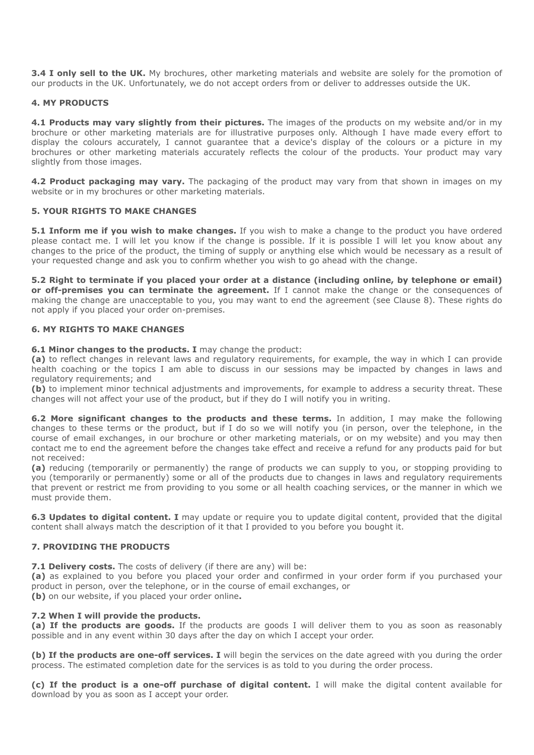**3.4 I only sell to the UK.** My brochures, other marketing materials and website are solely for the promotion of our products in the UK. Unfortunately, we do not accept orders from or deliver to addresses outside the UK.

## 4. MY PRODUCTS

**4.1 Products may vary slightly from their pictures.** The images of the products on my website and/or in my brochure or other marketing materials are for illustrative purposes only. Although I have made every effort to display the colours accurately, I cannot guarantee that a device's display of the colours or a picture in my brochures or other marketing materials accurately reflects the colour of the products. Your product may vary slightly from those images.

**4.2 Product packaging may vary.** The packaging of the product may vary from that shown in images on my website or in my brochures or other marketing materials.

## 5. YOUR RIGHTS TO MAKE CHANGES

**5.1 Inform me if you wish to make changes.** If you wish to make a change to the product you have ordered please contact me. I will let you know if the change is possible. If it is possible I will let you know about any changes to the price of the product, the timing of supply or anything else which would be necessary as a result of your requested change and ask you to confirm whether you wish to go ahead with the change.

**5.2 Right to terminate if you placed your order at a distance (including online, by telephone or email) or off-premises you can terminate the agreement.** If I cannot make the change or the consequences of making the change are unacceptable to you, you may want to end the agreement (see Clause 8). These rights do not apply if you placed your order on-premises.

## 6. MY RIGHTS TO MAKE CHANGES

**6.1 Minor changes to the products. I** may change the product:
**(a)** to reflect changes in relevant laws and regulatory requirements, for example, the way in which I can provide health coaching or the topics I am able to discuss in our sessions may be impacted by changes in laws and regulatory requirements; and
**(b)** to implement minor technical adjustments and improvements, for example to address a security threat. These changes will not affect your use of the product, but if they do I will notify you in writing.

**6.2 More significant changes to the products and these terms.** In addition, I may make the following changes to these terms or the product, but if I do so we will notify you (in person, over the telephone, in the course of email exchanges, in our brochure or other marketing materials, or on my website) and you may then contact me to end the agreement before the changes take effect and receive a refund for any products paid for but not received:
**(a)** reducing (temporarily or permanently) the range of products we can supply to you, or stopping providing to you (temporarily or permanently) some or all of the products due to changes in laws and regulatory requirements that prevent or restrict me from providing to you some or all health coaching services, or the manner in which we must provide them.

**6.3 Updates to digital content. I** may update or require you to update digital content, provided that the digital content shall always match the description of it that I provided to you before you bought it.

## 7. PROVIDING THE PRODUCTS

**7.1 Delivery costs.** The costs of delivery (if there are any) will be:
**(a)** as explained to you before you placed your order and confirmed in your order form if you purchased your product in person, over the telephone, or in the course of email exchanges, or
**(b)** on our website, if you placed your order online**.**

**7.2 When I will provide the products.**
**(a) If the products are goods.** If the products are goods I will deliver them to you as soon as reasonably possible and in any event within 30 days after the day on which I accept your order.

**(b) If the products are one-off services. I** will begin the services on the date agreed with you during the order process. The estimated completion date for the services is as told to you during the order process.

**(c) If the product is a one-off purchase of digital content.** I will make the digital content available for download by you as soon as I accept your order.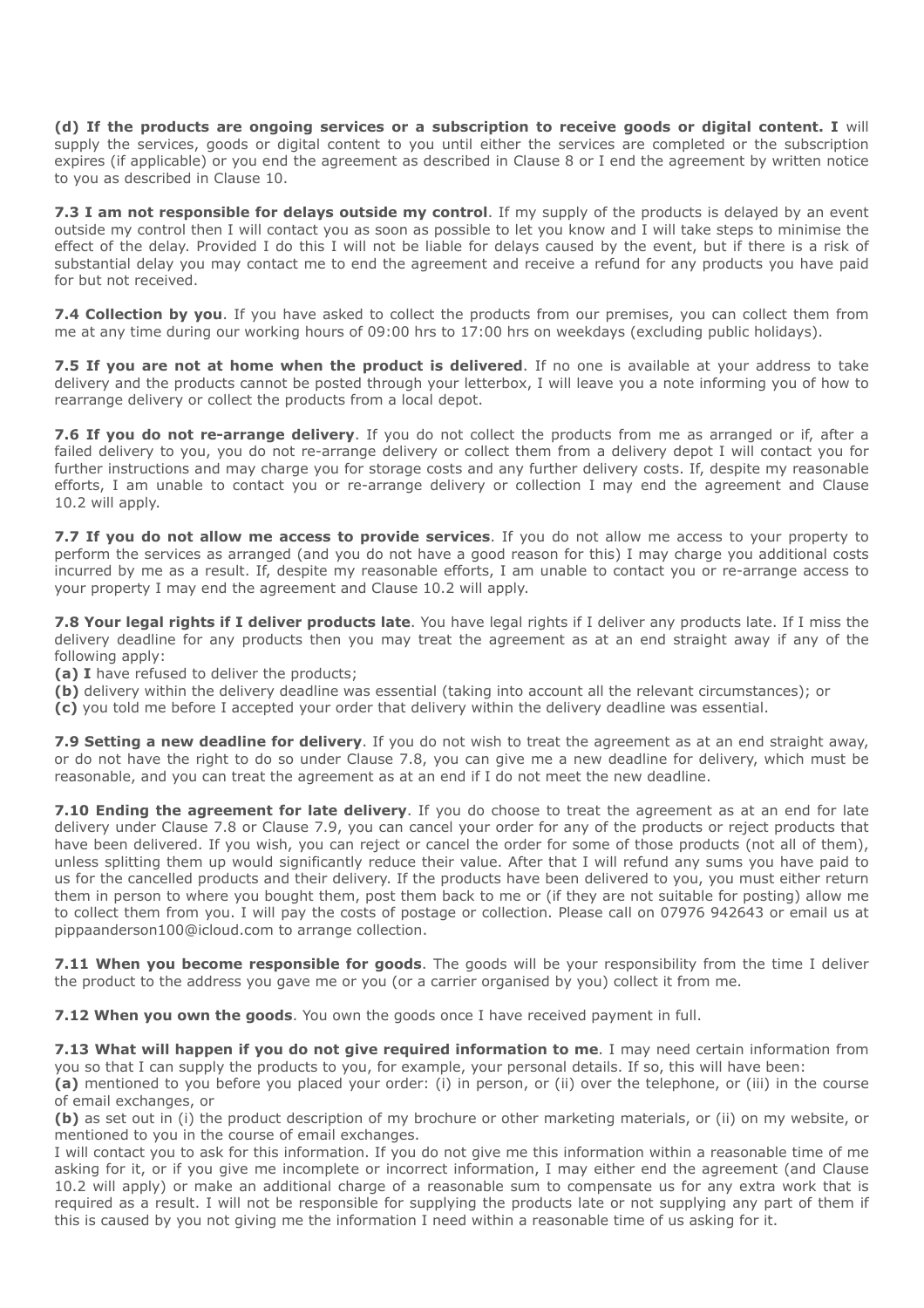**(d) If the products are ongoing services or a subscription to receive goods or digital content. I** will supply the services, goods or digital content to you until either the services are completed or the subscription expires (if applicable) or you end the agreement as described in Clause 8 or I end the agreement by written notice to you as described in Clause 10.

**7.3 I am not responsible for delays outside my control**. If my supply of the products is delayed by an event outside my control then I will contact you as soon as possible to let you know and I will take steps to minimise the effect of the delay. Provided I do this I will not be liable for delays caused by the event, but if there is a risk of substantial delay you may contact me to end the agreement and receive a refund for any products you have paid for but not received.

**7.4 Collection by you**. If you have asked to collect the products from our premises, you can collect them from me at any time during our working hours of 09:00 hrs to 17:00 hrs on weekdays (excluding public holidays).

**7.5 If you are not at home when the product is delivered**. If no one is available at your address to take delivery and the products cannot be posted through your letterbox, I will leave you a note informing you of how to rearrange delivery or collect the products from a local depot.

**7.6 If you do not re-arrange delivery**. If you do not collect the products from me as arranged or if, after a failed delivery to you, you do not re-arrange delivery or collect them from a delivery depot I will contact you for further instructions and may charge you for storage costs and any further delivery costs. If, despite my reasonable efforts, I am unable to contact you or re-arrange delivery or collection I may end the agreement and Clause 10.2 will apply.

**7.7 If you do not allow me access to provide services**. If you do not allow me access to your property to perform the services as arranged (and you do not have a good reason for this) I may charge you additional costs incurred by me as a result. If, despite my reasonable efforts, I am unable to contact you or re-arrange access to your property I may end the agreement and Clause 10.2 will apply.

**7.8 Your legal rights if I deliver products late**. You have legal rights if I deliver any products late. If I miss the delivery deadline for any products then you may treat the agreement as at an end straight away if any of the following apply:

**(a) I** have refused to deliver the products;

**(b)** delivery within the delivery deadline was essential (taking into account all the relevant circumstances); or

**(c)** you told me before I accepted your order that delivery within the delivery deadline was essential.

**7.9 Setting a new deadline for delivery**. If you do not wish to treat the agreement as at an end straight away, or do not have the right to do so under Clause 7.8, you can give me a new deadline for delivery, which must be reasonable, and you can treat the agreement as at an end if I do not meet the new deadline.

**7.10 Ending the agreement for late delivery**. If you do choose to treat the agreement as at an end for late delivery under Clause 7.8 or Clause 7.9, you can cancel your order for any of the products or reject products that have been delivered. If you wish, you can reject or cancel the order for some of those products (not all of them), unless splitting them up would significantly reduce their value. After that I will refund any sums you have paid to us for the cancelled products and their delivery. If the products have been delivered to you, you must either return them in person to where you bought them, post them back to me or (if they are not suitable for posting) allow me to collect them from you. I will pay the costs of postage or collection. Please call on 07976 942643 or email us at pippaanderson100@icloud.com to arrange collection.

**7.11 When you become responsible for goods**. The goods will be your responsibility from the time I deliver the product to the address you gave me or you (or a carrier organised by you) collect it from me.

**7.12 When you own the goods**. You own the goods once I have received payment in full.

**7.13 What will happen if you do not give required information to me**. I may need certain information from you so that I can supply the products to you, for example, your personal details. If so, this will have been:

**(a)** mentioned to you before you placed your order: (i) in person, or (ii) over the telephone, or (iii) in the course of email exchanges, or

**(b)** as set out in (i) the product description of my brochure or other marketing materials, or (ii) on my website, or mentioned to you in the course of email exchanges.

I will contact you to ask for this information. If you do not give me this information within a reasonable time of me asking for it, or if you give me incomplete or incorrect information, I may either end the agreement (and Clause 10.2 will apply) or make an additional charge of a reasonable sum to compensate us for any extra work that is required as a result. I will not be responsible for supplying the products late or not supplying any part of them if this is caused by you not giving me the information I need within a reasonable time of us asking for it.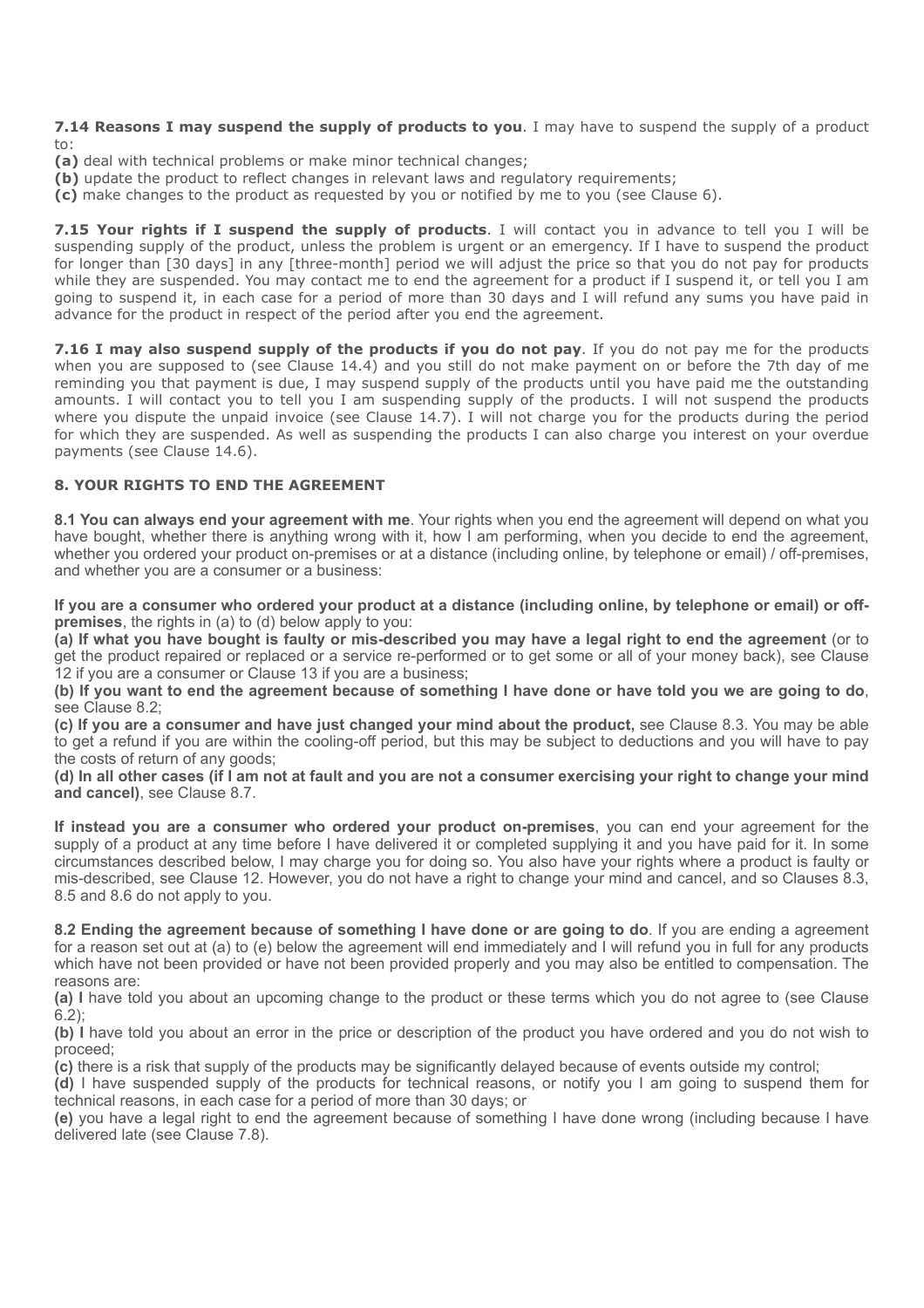**7.14 Reasons I may suspend the supply of products to you**. I may have to suspend the supply of a product to:

**(a)** deal with technical problems or make minor technical changes;

**(b)** update the product to reflect changes in relevant laws and regulatory requirements;

**(c)** make changes to the product as requested by you or notified by me to you (see Clause 6).

**7.15 Your rights if I suspend the supply of products**. I will contact you in advance to tell you I will be suspending supply of the product, unless the problem is urgent or an emergency. If I have to suspend the product for longer than [30 days] in any [three-month] period we will adjust the price so that you do not pay for products while they are suspended. You may contact me to end the agreement for a product if I suspend it, or tell you I am going to suspend it, in each case for a period of more than 30 days and I will refund any sums you have paid in advance for the product in respect of the period after you end the agreement.

**7.16 I may also suspend supply of the products if you do not pay**. If you do not pay me for the products when you are supposed to (see Clause 14.4) and you still do not make payment on or before the 7th day of me reminding you that payment is due, I may suspend supply of the products until you have paid me the outstanding amounts. I will contact you to tell you I am suspending supply of the products. I will not suspend the products where you dispute the unpaid invoice (see Clause 14.7). I will not charge you for the products during the period for which they are suspended. As well as suspending the products I can also charge you interest on your overdue payments (see Clause 14.6).

## 8. YOUR RIGHTS TO END THE AGREEMENT

**8.1 You can always end your agreement with me**. Your rights when you end the agreement will depend on what you have bought, whether there is anything wrong with it, how I am performing, when you decide to end the agreement, whether you ordered your product on-premises or at a distance (including online, by telephone or email) / off-premises, and whether you are a consumer or a business:

**If you are a consumer who ordered your product at a distance (including online, by telephone or email) or off-premises**, the rights in (a) to (d) below apply to you:

**(a) If what you have bought is faulty or mis-described you may have a legal right to end the agreement** (or to get the product repaired or replaced or a service re-performed or to get some or all of your money back), see Clause 12 if you are a consumer or Clause 13 if you are a business;

**(b) If you want to end the agreement because of something I have done or have told you we are going to do**, see Clause 8.2;

**(c) If you are a consumer and have just changed your mind about the product,** see Clause 8.3. You may be able to get a refund if you are within the cooling-off period, but this may be subject to deductions and you will have to pay the costs of return of any goods;

**(d) In all other cases (if I am not at fault and you are not a consumer exercising your right to change your mind and cancel)**, see Clause 8.7.

**If instead you are a consumer who ordered your product on-premises**, you can end your agreement for the supply of a product at any time before I have delivered it or completed supplying it and you have paid for it. In some circumstances described below, I may charge you for doing so. You also have your rights where a product is faulty or mis-described, see Clause 12. However, you do not have a right to change your mind and cancel, and so Clauses 8.3, 8.5 and 8.6 do not apply to you.

**8.2 Ending the agreement because of something I have done or are going to do**. If you are ending a agreement for a reason set out at (a) to (e) below the agreement will end immediately and I will refund you in full for any products which have not been provided or have not been provided properly and you may also be entitled to compensation. The reasons are:

**(a) I** have told you about an upcoming change to the product or these terms which you do not agree to (see Clause 6.2);

**(b) I** have told you about an error in the price or description of the product you have ordered and you do not wish to proceed;

**(c)** there is a risk that supply of the products may be significantly delayed because of events outside my control;

**(d)** I have suspended supply of the products for technical reasons, or notify you I am going to suspend them for technical reasons, in each case for a period of more than 30 days; or

**(e)** you have a legal right to end the agreement because of something I have done wrong (including because I have delivered late (see Clause 7.8).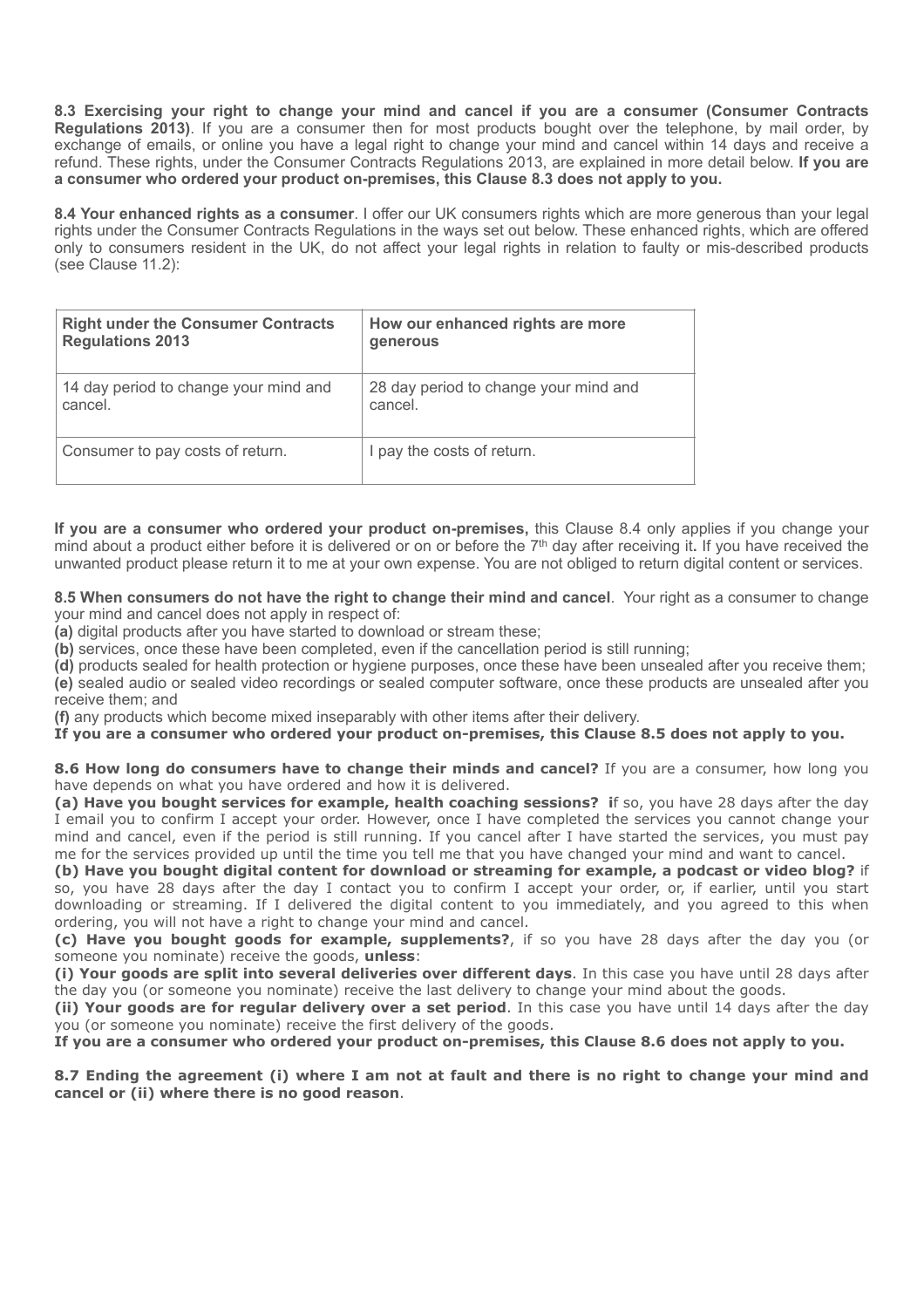**8.3 Exercising your right to change your mind and cancel if you are a consumer (Consumer Contracts Regulations 2013)**. If you are a consumer then for most products bought over the telephone, by mail order, by exchange of emails, or online you have a legal right to change your mind and cancel within 14 days and receive a refund. These rights, under the Consumer Contracts Regulations 2013, are explained in more detail below. **If you are a consumer who ordered your product on-premises, this Clause 8.3 does not apply to you.**

**8.4 Your enhanced rights as a consumer**. I offer our UK consumers rights which are more generous than your legal rights under the Consumer Contracts Regulations in the ways set out below. These enhanced rights, which are offered only to consumers resident in the UK, do not affect your legal rights in relation to faulty or mis-described products (see Clause 11.2):

| Right under the Consumer Contracts Regulations 2013 | How our enhanced rights are more generous |
|---|---|
| 14 day period to change your mind and cancel. | 28 day period to change your mind and cancel. |
| Consumer to pay costs of return. | I pay the costs of return. |

**If you are a consumer who ordered your product on-premises,** this Clause 8.4 only applies if you change your mind about a product either before it is delivered or on or before the 7th day after receiving it**.** If you have received the unwanted product please return it to me at your own expense. You are not obliged to return digital content or services.

**8.5 When consumers do not have the right to change their mind and cancel**. Your right as a consumer to change your mind and cancel does not apply in respect of:

**(a)** digital products after you have started to download or stream these;

**(b)** services, once these have been completed, even if the cancellation period is still running;

**(d)** products sealed for health protection or hygiene purposes, once these have been unsealed after you receive them;

**(e)** sealed audio or sealed video recordings or sealed computer software, once these products are unsealed after you receive them; and

**(f)** any products which become mixed inseparably with other items after their delivery.

**If you are a consumer who ordered your product on-premises, this Clause 8.5 does not apply to you.**

**8.6 How long do consumers have to change their minds and cancel?** If you are a consumer, how long you have depends on what you have ordered and how it is delivered.

**(a) Have you bought services for example, health coaching sessions? i**f so, you have 28 days after the day I email you to confirm I accept your order. However, once I have completed the services you cannot change your mind and cancel, even if the period is still running. If you cancel after I have started the services, you must pay me for the services provided up until the time you tell me that you have changed your mind and want to cancel.

**(b) Have you bought digital content for download or streaming for example, a podcast or video blog?** if so, you have 28 days after the day I contact you to confirm I accept your order, or, if earlier, until you start downloading or streaming. If I delivered the digital content to you immediately, and you agreed to this when ordering, you will not have a right to change your mind and cancel.

**(c) Have you bought goods for example, supplements?**, if so you have 28 days after the day you (or someone you nominate) receive the goods, **unless**:

**(i) Your goods are split into several deliveries over different days**. In this case you have until 28 days after the day you (or someone you nominate) receive the last delivery to change your mind about the goods.

**(ii) Your goods are for regular delivery over a set period**. In this case you have until 14 days after the day you (or someone you nominate) receive the first delivery of the goods.

**If you are a consumer who ordered your product on-premises, this Clause 8.6 does not apply to you.**

**8.7 Ending the agreement (i) where I am not at fault and there is no right to change your mind and cancel or (ii) where there is no good reason**.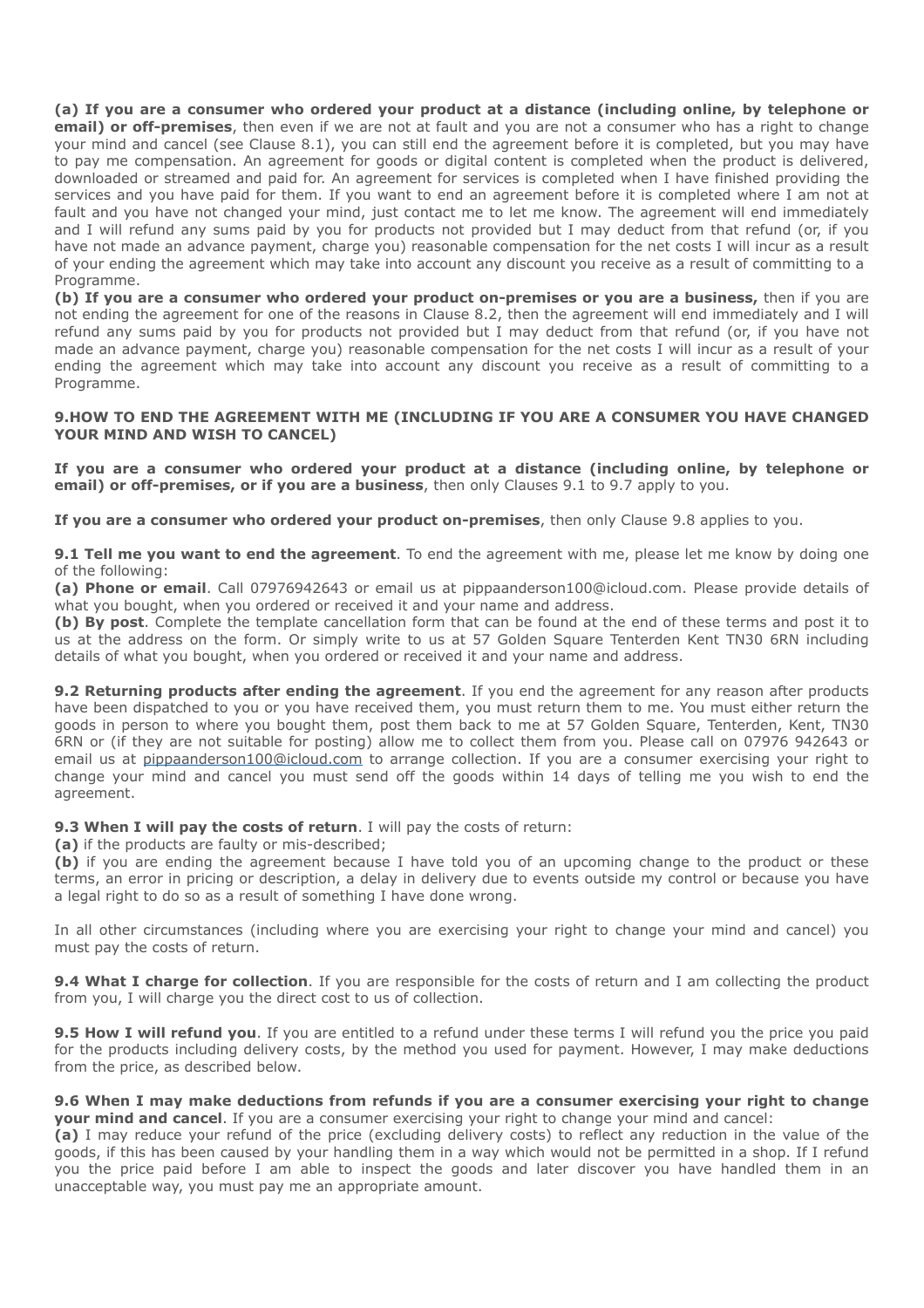**(a) If you are a consumer who ordered your product at a distance (including online, by telephone or email) or off-premises**, then even if we are not at fault and you are not a consumer who has a right to change your mind and cancel (see Clause 8.1), you can still end the agreement before it is completed, but you may have to pay me compensation. An agreement for goods or digital content is completed when the product is delivered, downloaded or streamed and paid for. An agreement for services is completed when I have finished providing the services and you have paid for them. If you want to end an agreement before it is completed where I am not at fault and you have not changed your mind, just contact me to let me know. The agreement will end immediately and I will refund any sums paid by you for products not provided but I may deduct from that refund (or, if you have not made an advance payment, charge you) reasonable compensation for the net costs I will incur as a result of your ending the agreement which may take into account any discount you receive as a result of committing to a Programme.

**(b) If you are a consumer who ordered your product on-premises or you are a business,** then if you are not ending the agreement for one of the reasons in Clause 8.2, then the agreement will end immediately and I will refund any sums paid by you for products not provided but I may deduct from that refund (or, if you have not made an advance payment, charge you) reasonable compensation for the net costs I will incur as a result of your ending the agreement which may take into account any discount you receive as a result of committing to a Programme.

## 9.HOW TO END THE AGREEMENT WITH ME (INCLUDING IF YOU ARE A CONSUMER YOU HAVE CHANGED YOUR MIND AND WISH TO CANCEL)

**If you are a consumer who ordered your product at a distance (including online, by telephone or email) or off-premises, or if you are a business**, then only Clauses 9.1 to 9.7 apply to you.

**If you are a consumer who ordered your product on-premises**, then only Clause 9.8 applies to you.

**9.1 Tell me you want to end the agreement**. To end the agreement with me, please let me know by doing one of the following:

**(a) Phone or email**. Call 07976942643 or email us at pippaanderson100@icloud.com. Please provide details of what you bought, when you ordered or received it and your name and address.

**(b) By post**. Complete the template cancellation form that can be found at the end of these terms and post it to us at the address on the form. Or simply write to us at 57 Golden Square Tenterden Kent TN30 6RN including details of what you bought, when you ordered or received it and your name and address.

**9.2 Returning products after ending the agreement**. If you end the agreement for any reason after products have been dispatched to you or you have received them, you must return them to me. You must either return the goods in person to where you bought them, post them back to me at 57 Golden Square, Tenterden, Kent, TN30 6RN or (if they are not suitable for posting) allow me to collect them from you. Please call on 07976 942643 or email us at pippaanderson100@icloud.com to arrange collection. If you are a consumer exercising your right to change your mind and cancel you must send off the goods within 14 days of telling me you wish to end the agreement.

**9.3 When I will pay the costs of return**. I will pay the costs of return:

**(a)** if the products are faulty or mis-described;

**(b)** if you are ending the agreement because I have told you of an upcoming change to the product or these terms, an error in pricing or description, a delay in delivery due to events outside my control or because you have a legal right to do so as a result of something I have done wrong.

In all other circumstances (including where you are exercising your right to change your mind and cancel) you must pay the costs of return.

**9.4 What I charge for collection**. If you are responsible for the costs of return and I am collecting the product from you, I will charge you the direct cost to us of collection.

**9.5 How I will refund you**. If you are entitled to a refund under these terms I will refund you the price you paid for the products including delivery costs, by the method you used for payment. However, I may make deductions from the price, as described below.

**9.6 When I may make deductions from refunds if you are a consumer exercising your right to change your mind and cancel**. If you are a consumer exercising your right to change your mind and cancel:

**(a)** I may reduce your refund of the price (excluding delivery costs) to reflect any reduction in the value of the goods, if this has been caused by your handling them in a way which would not be permitted in a shop. If I refund you the price paid before I am able to inspect the goods and later discover you have handled them in an unacceptable way, you must pay me an appropriate amount.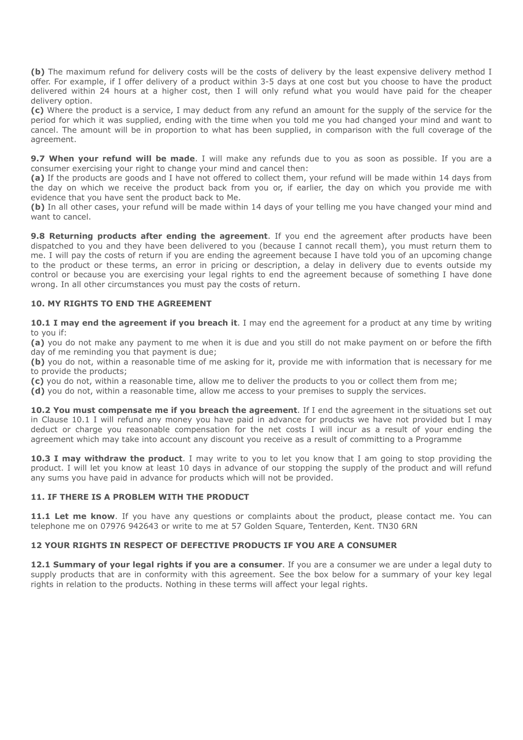**(b)** The maximum refund for delivery costs will be the costs of delivery by the least expensive delivery method I offer. For example, if I offer delivery of a product within 3-5 days at one cost but you choose to have the product delivered within 24 hours at a higher cost, then I will only refund what you would have paid for the cheaper delivery option.

**(c)** Where the product is a service, I may deduct from any refund an amount for the supply of the service for the period for which it was supplied, ending with the time when you told me you had changed your mind and want to cancel. The amount will be in proportion to what has been supplied, in comparison with the full coverage of the agreement.

**9.7 When your refund will be made**. I will make any refunds due to you as soon as possible. If you are a consumer exercising your right to change your mind and cancel then:

**(a)** If the products are goods and I have not offered to collect them, your refund will be made within 14 days from the day on which we receive the product back from you or, if earlier, the day on which you provide me with evidence that you have sent the product back to Me.

**(b)** In all other cases, your refund will be made within 14 days of your telling me you have changed your mind and want to cancel.

**9.8 Returning products after ending the agreement**. If you end the agreement after products have been dispatched to you and they have been delivered to you (because I cannot recall them), you must return them to me. I will pay the costs of return if you are ending the agreement because I have told you of an upcoming change to the product or these terms, an error in pricing or description, a delay in delivery due to events outside my control or because you are exercising your legal rights to end the agreement because of something I have done wrong. In all other circumstances you must pay the costs of return.

### 10. MY RIGHTS TO END THE AGREEMENT

**10.1 I may end the agreement if you breach it**. I may end the agreement for a product at any time by writing to you if:

**(a)** you do not make any payment to me when it is due and you still do not make payment on or before the fifth day of me reminding you that payment is due;

**(b)** you do not, within a reasonable time of me asking for it, provide me with information that is necessary for me to provide the products;

**(c)** you do not, within a reasonable time, allow me to deliver the products to you or collect them from me;

**(d)** you do not, within a reasonable time, allow me access to your premises to supply the services.

**10.2 You must compensate me if you breach the agreement**. If I end the agreement in the situations set out in Clause 10.1 I will refund any money you have paid in advance for products we have not provided but I may deduct or charge you reasonable compensation for the net costs I will incur as a result of your ending the agreement which may take into account any discount you receive as a result of committing to a Programme

**10.3 I may withdraw the product**. I may write to you to let you know that I am going to stop providing the product. I will let you know at least 10 days in advance of our stopping the supply of the product and will refund any sums you have paid in advance for products which will not be provided.

### 11. IF THERE IS A PROBLEM WITH THE PRODUCT

**11.1 Let me know**. If you have any questions or complaints about the product, please contact me. You can telephone me on 07976 942643 or write to me at 57 Golden Square, Tenterden, Kent. TN30 6RN

### 12 YOUR RIGHTS IN RESPECT OF DEFECTIVE PRODUCTS IF YOU ARE A CONSUMER

**12.1 Summary of your legal rights if you are a consumer**. If you are a consumer we are under a legal duty to supply products that are in conformity with this agreement. See the box below for a summary of your key legal rights in relation to the products. Nothing in these terms will affect your legal rights.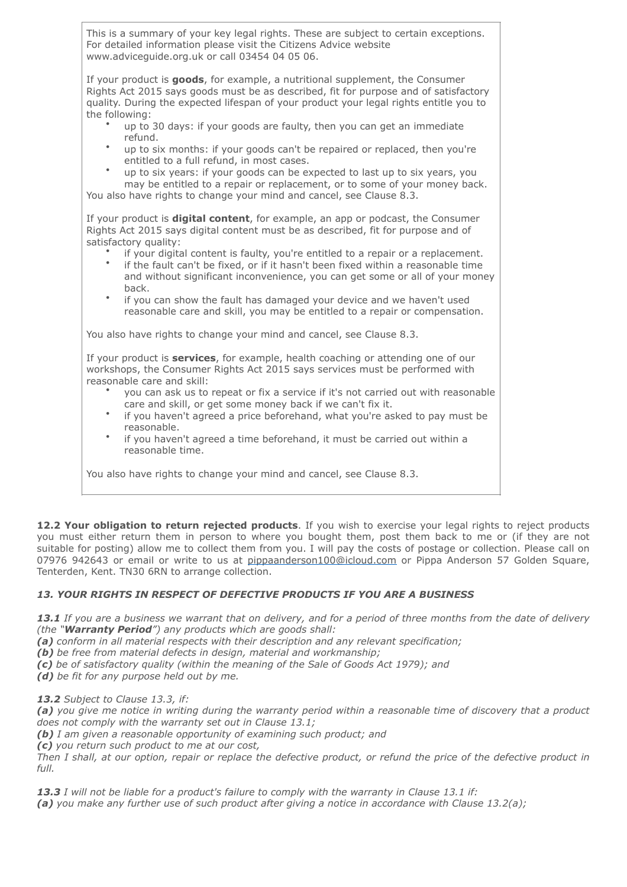This is a summary of your key legal rights. These are subject to certain exceptions. For detailed information please visit the Citizens Advice website www.adviceguide.org.uk or call 03454 04 05 06.

If your product is **goods**, for example, a nutritional supplement, the Consumer Rights Act 2015 says goods must be as described, fit for purpose and of satisfactory quality. During the expected lifespan of your product your legal rights entitle you to the following:

- up to 30 days: if your goods are faulty, then you can get an immediate refund.
- up to six months: if your goods can't be repaired or replaced, then you're entitled to a full refund, in most cases.
- up to six years: if your goods can be expected to last up to six years, you may be entitled to a repair or replacement, or to some of your money back.

You also have rights to change your mind and cancel, see Clause 8.3.

If your product is **digital content**, for example, an app or podcast, the Consumer Rights Act 2015 says digital content must be as described, fit for purpose and of satisfactory quality:

- if your digital content is faulty, you're entitled to a repair or a replacement.
- if the fault can't be fixed, or if it hasn't been fixed within a reasonable time and without significant inconvenience, you can get some or all of your money back.
- if you can show the fault has damaged your device and we haven't used reasonable care and skill, you may be entitled to a repair or compensation.

You also have rights to change your mind and cancel, see Clause 8.3.

If your product is **services**, for example, health coaching or attending one of our workshops, the Consumer Rights Act 2015 says services must be performed with reasonable care and skill:

- you can ask us to repeat or fix a service if it's not carried out with reasonable care and skill, or get some money back if we can't fix it.
- if you haven't agreed a price beforehand, what you're asked to pay must be reasonable.
- if you haven't agreed a time beforehand, it must be carried out within a reasonable time.

You also have rights to change your mind and cancel, see Clause 8.3.

**12.2 Your obligation to return rejected products**. If you wish to exercise your legal rights to reject products you must either return them in person to where you bought them, post them back to me or (if they are not suitable for posting) allow me to collect them from you. I will pay the costs of postage or collection. Please call on 07976 942643 or email or write to us at pippaanderson100@icloud.com or Pippa Anderson 57 Golden Square, Tenterden, Kent. TN30 6RN to arrange collection.

### *13. YOUR RIGHTS IN RESPECT OF DEFECTIVE PRODUCTS IF YOU ARE A BUSINESS*

***13.1*** *If you are a business we warrant that on delivery, and for a period of three months from the date of delivery (the "**Warranty Period**") any products which are goods shall:*

***(a)*** *conform in all material respects with their description and any relevant specification;*

***(b)*** *be free from material defects in design, material and workmanship;*

***(c)*** *be of satisfactory quality (within the meaning of the Sale of Goods Act 1979); and*

***(d)*** *be fit for any purpose held out by me.*

***13.2*** *Subject to Clause 13.3, if:*

***(a)*** *you give me notice in writing during the warranty period within a reasonable time of discovery that a product does not comply with the warranty set out in Clause 13.1;*

***(b)*** *I am given a reasonable opportunity of examining such product; and*

***(c)*** *you return such product to me at our cost,*

*Then I shall, at our option, repair or replace the defective product, or refund the price of the defective product in full.*

***13.3*** *I will not be liable for a product's failure to comply with the warranty in Clause 13.1 if:*

***(a)*** *you make any further use of such product after giving a notice in accordance with Clause 13.2(a);*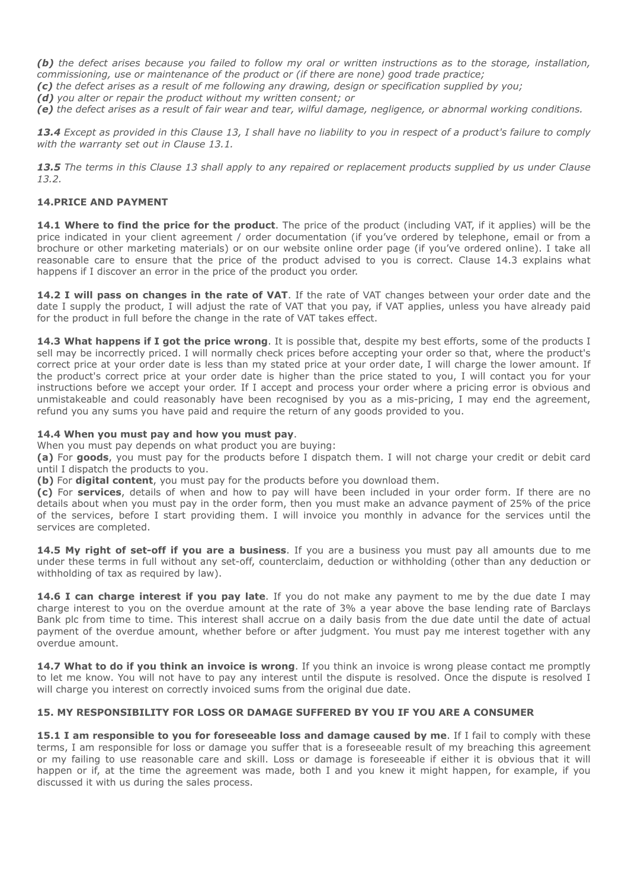***(b)*** *the defect arises because you failed to follow my oral or written instructions as to the storage, installation, commissioning, use or maintenance of the product or (if there are none) good trade practice;*
***(c)*** *the defect arises as a result of me following any drawing, design or specification supplied by you;*
***(d)*** *you alter or repair the product without my written consent; or*
***(e)*** *the defect arises as a result of fair wear and tear, wilful damage, negligence, or abnormal working conditions.*

***13.4*** *Except as provided in this Clause 13, I shall have no liability to you in respect of a product's failure to comply with the warranty set out in Clause 13.1.*

***13.5*** *The terms in this Clause 13 shall apply to any repaired or replacement products supplied by us under Clause 13.2.*

## 14.PRICE AND PAYMENT

**14.1 Where to find the price for the product**. The price of the product (including VAT, if it applies) will be the price indicated in your client agreement / order documentation (if you've ordered by telephone, email or from a brochure or other marketing materials) or on our website online order page (if you've ordered online). I take all reasonable care to ensure that the price of the product advised to you is correct. Clause 14.3 explains what happens if I discover an error in the price of the product you order.

**14.2 I will pass on changes in the rate of VAT**. If the rate of VAT changes between your order date and the date I supply the product, I will adjust the rate of VAT that you pay, if VAT applies, unless you have already paid for the product in full before the change in the rate of VAT takes effect.

**14.3 What happens if I got the price wrong**. It is possible that, despite my best efforts, some of the products I sell may be incorrectly priced. I will normally check prices before accepting your order so that, where the product's correct price at your order date is less than my stated price at your order date, I will charge the lower amount. If the product's correct price at your order date is higher than the price stated to you, I will contact you for your instructions before we accept your order. If I accept and process your order where a pricing error is obvious and unmistakeable and could reasonably have been recognised by you as a mis-pricing, I may end the agreement, refund you any sums you have paid and require the return of any goods provided to you.

**14.4 When you must pay and how you must pay**.
When you must pay depends on what product you are buying:
**(a)** For **goods**, you must pay for the products before I dispatch them. I will not charge your credit or debit card until I dispatch the products to you.
**(b)** For **digital content**, you must pay for the products before you download them.
**(c)** For **services**, details of when and how to pay will have been included in your order form. If there are no details about when you must pay in the order form, then you must make an advance payment of 25% of the price of the services, before I start providing them. I will invoice you monthly in advance for the services until the services are completed.

**14.5 My right of set-off if you are a business**. If you are a business you must pay all amounts due to me under these terms in full without any set-off, counterclaim, deduction or withholding (other than any deduction or withholding of tax as required by law).

**14.6 I can charge interest if you pay late**. If you do not make any payment to me by the due date I may charge interest to you on the overdue amount at the rate of 3% a year above the base lending rate of Barclays Bank plc from time to time. This interest shall accrue on a daily basis from the due date until the date of actual payment of the overdue amount, whether before or after judgment. You must pay me interest together with any overdue amount.

**14.7 What to do if you think an invoice is wrong**. If you think an invoice is wrong please contact me promptly to let me know. You will not have to pay any interest until the dispute is resolved. Once the dispute is resolved I will charge you interest on correctly invoiced sums from the original due date.

## 15. MY RESPONSIBILITY FOR LOSS OR DAMAGE SUFFERED BY YOU IF YOU ARE A CONSUMER

**15.1 I am responsible to you for foreseeable loss and damage caused by me**. If I fail to comply with these terms, I am responsible for loss or damage you suffer that is a foreseeable result of my breaching this agreement or my failing to use reasonable care and skill. Loss or damage is foreseeable if either it is obvious that it will happen or if, at the time the agreement was made, both I and you knew it might happen, for example, if you discussed it with us during the sales process.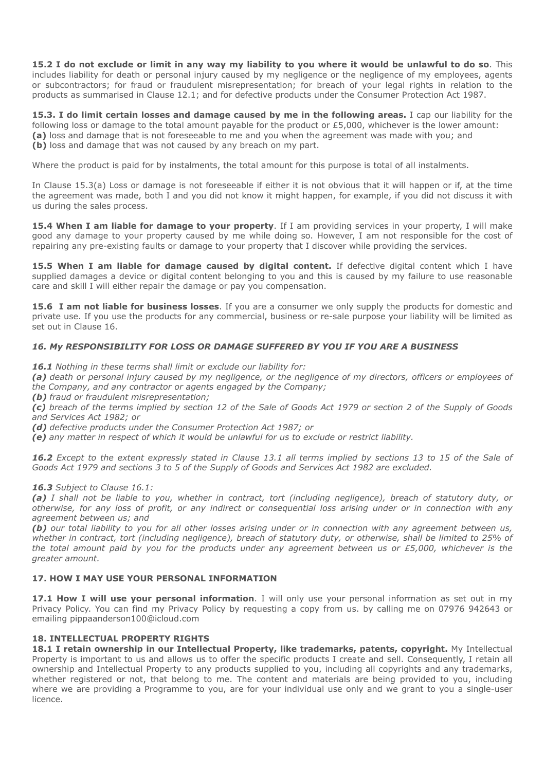**15.2 I do not exclude or limit in any way my liability to you where it would be unlawful to do so**. This includes liability for death or personal injury caused by my negligence or the negligence of my employees, agents or subcontractors; for fraud or fraudulent misrepresentation; for breach of your legal rights in relation to the products as summarised in Clause 12.1; and for defective products under the Consumer Protection Act 1987.

**15.3. I do limit certain losses and damage caused by me in the following areas.** I cap our liability for the following loss or damage to the total amount payable for the product or £5,000, whichever is the lower amount:
**(a)** loss and damage that is not foreseeable to me and you when the agreement was made with you; and
**(b)** loss and damage that was not caused by any breach on my part.

Where the product is paid for by instalments, the total amount for this purpose is total of all instalments.

In Clause 15.3(a) Loss or damage is not foreseeable if either it is not obvious that it will happen or if, at the time the agreement was made, both I and you did not know it might happen, for example, if you did not discuss it with us during the sales process.

**15.4 When I am liable for damage to your property**. If I am providing services in your property, I will make good any damage to your property caused by me while doing so. However, I am not responsible for the cost of repairing any pre-existing faults or damage to your property that I discover while providing the services.

**15.5 When I am liable for damage caused by digital content.** If defective digital content which I have supplied damages a device or digital content belonging to you and this is caused by my failure to use reasonable care and skill I will either repair the damage or pay you compensation.

**15.6 I am not liable for business losses**. If you are a consumer we only supply the products for domestic and private use. If you use the products for any commercial, business or re-sale purpose your liability will be limited as set out in Clause 16.

### *16. My RESPONSIBILITY FOR LOSS OR DAMAGE SUFFERED BY YOU IF YOU ARE A BUSINESS*

***16.1*** *Nothing in these terms shall limit or exclude our liability for:*
***(a)*** *death or personal injury caused by my negligence, or the negligence of my directors, officers or employees of the Company, and any contractor or agents engaged by the Company;*
***(b)*** *fraud or fraudulent misrepresentation;*
***(c)*** *breach of the terms implied by section 12 of the Sale of Goods Act 1979 or section 2 of the Supply of Goods and Services Act 1982; or*
***(d)*** *defective products under the Consumer Protection Act 1987; or*
***(e)*** *any matter in respect of which it would be unlawful for us to exclude or restrict liability.*

***16.2*** *Except to the extent expressly stated in Clause 13.1 all terms implied by sections 13 to 15 of the Sale of Goods Act 1979 and sections 3 to 5 of the Supply of Goods and Services Act 1982 are excluded.*

***16.3*** *Subject to Clause 16.1:*
***(a)*** *I shall not be liable to you, whether in contract, tort (including negligence), breach of statutory duty, or otherwise, for any loss of profit, or any indirect or consequential loss arising under or in connection with any agreement between us; and*
***(b)*** *our total liability to you for all other losses arising under or in connection with any agreement between us, whether in contract, tort (including negligence), breach of statutory duty, or otherwise, shall be limited to 25% of the total amount paid by you for the products under any agreement between us or £5,000, whichever is the greater amount.*

### 17. HOW I MAY USE YOUR PERSONAL INFORMATION

**17.1 How I will use your personal information**. I will only use your personal information as set out in my Privacy Policy. You can find my Privacy Policy by requesting a copy from us. by calling me on 07976 942643 or emailing pippaanderson100@icloud.com

### 18. INTELLECTUAL PROPERTY RIGHTS

**18.1 I retain ownership in our Intellectual Property, like trademarks, patents, copyright.** My Intellectual Property is important to us and allows us to offer the specific products I create and sell. Consequently, I retain all ownership and Intellectual Property to any products supplied to you, including all copyrights and any trademarks, whether registered or not, that belong to me. The content and materials are being provided to you, including where we are providing a Programme to you, are for your individual use only and we grant to you a single-user licence.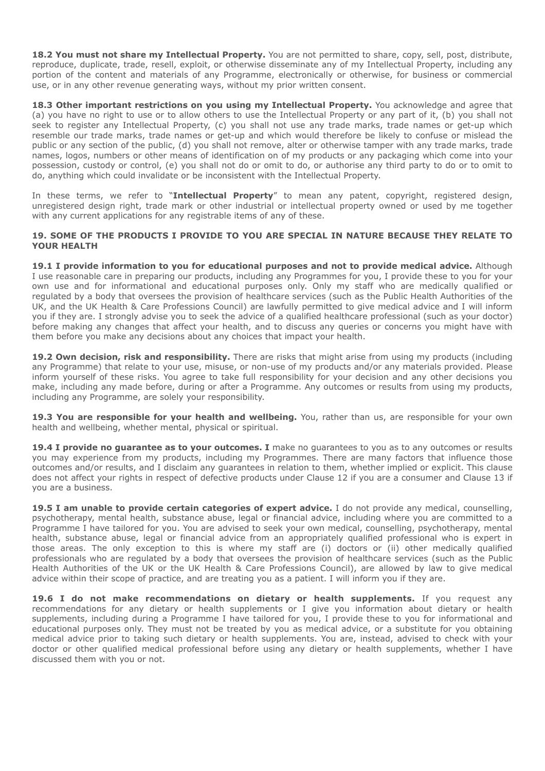**18.2 You must not share my Intellectual Property.** You are not permitted to share, copy, sell, post, distribute, reproduce, duplicate, trade, resell, exploit, or otherwise disseminate any of my Intellectual Property, including any portion of the content and materials of any Programme, electronically or otherwise, for business or commercial use, or in any other revenue generating ways, without my prior written consent.

**18.3 Other important restrictions on you using my Intellectual Property.** You acknowledge and agree that (a) you have no right to use or to allow others to use the Intellectual Property or any part of it, (b) you shall not seek to register any Intellectual Property, (c) you shall not use any trade marks, trade names or get-up which resemble our trade marks, trade names or get-up and which would therefore be likely to confuse or mislead the public or any section of the public, (d) you shall not remove, alter or otherwise tamper with any trade marks, trade names, logos, numbers or other means of identification on of my products or any packaging which come into your possession, custody or control, (e) you shall not do or omit to do, or authorise any third party to do or to omit to do, anything which could invalidate or be inconsistent with the Intellectual Property.

In these terms, we refer to "**Intellectual Property**" to mean any patent, copyright, registered design, unregistered design right, trade mark or other industrial or intellectual property owned or used by me together with any current applications for any registrable items of any of these.

## 19. SOME OF THE PRODUCTS I PROVIDE TO YOU ARE SPECIAL IN NATURE BECAUSE THEY RELATE TO YOUR HEALTH

**19.1 I provide information to you for educational purposes and not to provide medical advice.** Although I use reasonable care in preparing our products, including any Programmes for you, I provide these to you for your own use and for informational and educational purposes only. Only my staff who are medically qualified or regulated by a body that oversees the provision of healthcare services (such as the Public Health Authorities of the UK, and the UK Health & Care Professions Council) are lawfully permitted to give medical advice and I will inform you if they are. I strongly advise you to seek the advice of a qualified healthcare professional (such as your doctor) before making any changes that affect your health, and to discuss any queries or concerns you might have with them before you make any decisions about any choices that impact your health.

**19.2 Own decision, risk and responsibility.** There are risks that might arise from using my products (including any Programme) that relate to your use, misuse, or non-use of my products and/or any materials provided. Please inform yourself of these risks. You agree to take full responsibility for your decision and any other decisions you make, including any made before, during or after a Programme. Any outcomes or results from using my products, including any Programme, are solely your responsibility.

**19.3 You are responsible for your health and wellbeing.** You, rather than us, are responsible for your own health and wellbeing, whether mental, physical or spiritual.

**19.4 I provide no guarantee as to your outcomes. I** make no guarantees to you as to any outcomes or results you may experience from my products, including my Programmes. There are many factors that influence those outcomes and/or results, and I disclaim any guarantees in relation to them, whether implied or explicit. This clause does not affect your rights in respect of defective products under Clause 12 if you are a consumer and Clause 13 if you are a business.

**19.5 I am unable to provide certain categories of expert advice.** I do not provide any medical, counselling, psychotherapy, mental health, substance abuse, legal or financial advice, including where you are committed to a Programme I have tailored for you. You are advised to seek your own medical, counselling, psychotherapy, mental health, substance abuse, legal or financial advice from an appropriately qualified professional who is expert in those areas. The only exception to this is where my staff are (i) doctors or (ii) other medically qualified professionals who are regulated by a body that oversees the provision of healthcare services (such as the Public Health Authorities of the UK or the UK Health & Care Professions Council), are allowed by law to give medical advice within their scope of practice, and are treating you as a patient. I will inform you if they are.

**19.6 I do not make recommendations on dietary or health supplements.** If you request any recommendations for any dietary or health supplements or I give you information about dietary or health supplements, including during a Programme I have tailored for you, I provide these to you for informational and educational purposes only. They must not be treated by you as medical advice, or a substitute for you obtaining medical advice prior to taking such dietary or health supplements. You are, instead, advised to check with your doctor or other qualified medical professional before using any dietary or health supplements, whether I have discussed them with you or not.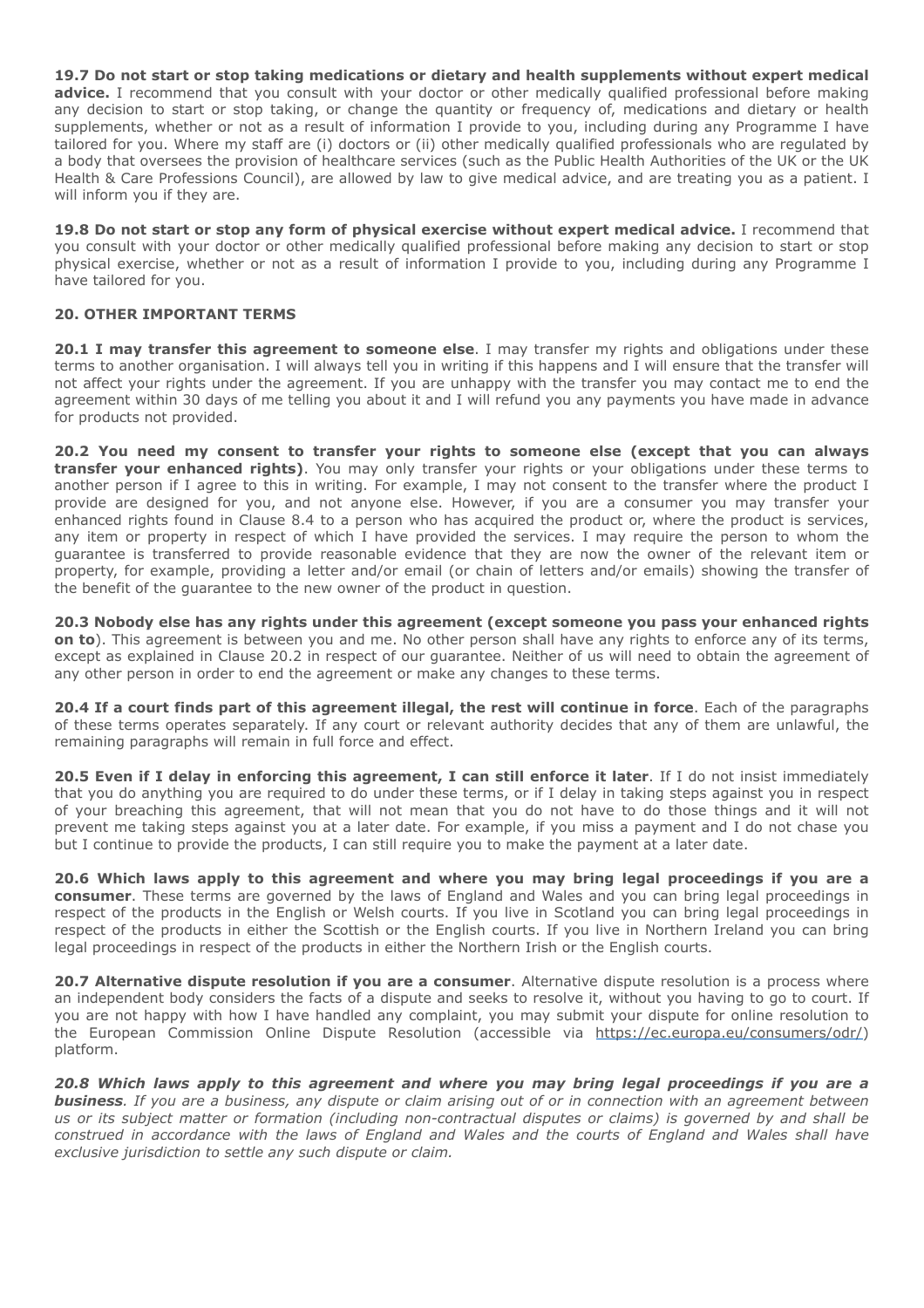**19.7 Do not start or stop taking medications or dietary and health supplements without expert medical advice.** I recommend that you consult with your doctor or other medically qualified professional before making any decision to start or stop taking, or change the quantity or frequency of, medications and dietary or health supplements, whether or not as a result of information I provide to you, including during any Programme I have tailored for you. Where my staff are (i) doctors or (ii) other medically qualified professionals who are regulated by a body that oversees the provision of healthcare services (such as the Public Health Authorities of the UK or the UK Health & Care Professions Council), are allowed by law to give medical advice, and are treating you as a patient. I will inform you if they are.

**19.8 Do not start or stop any form of physical exercise without expert medical advice.** I recommend that you consult with your doctor or other medically qualified professional before making any decision to start or stop physical exercise, whether or not as a result of information I provide to you, including during any Programme I have tailored for you.

## 20. OTHER IMPORTANT TERMS

**20.1 I may transfer this agreement to someone else**. I may transfer my rights and obligations under these terms to another organisation. I will always tell you in writing if this happens and I will ensure that the transfer will not affect your rights under the agreement. If you are unhappy with the transfer you may contact me to end the agreement within 30 days of me telling you about it and I will refund you any payments you have made in advance for products not provided.

**20.2 You need my consent to transfer your rights to someone else (except that you can always transfer your enhanced rights)**. You may only transfer your rights or your obligations under these terms to another person if I agree to this in writing. For example, I may not consent to the transfer where the product I provide are designed for you, and not anyone else. However, if you are a consumer you may transfer your enhanced rights found in Clause 8.4 to a person who has acquired the product or, where the product is services, any item or property in respect of which I have provided the services. I may require the person to whom the guarantee is transferred to provide reasonable evidence that they are now the owner of the relevant item or property, for example, providing a letter and/or email (or chain of letters and/or emails) showing the transfer of the benefit of the guarantee to the new owner of the product in question.

**20.3 Nobody else has any rights under this agreement (except someone you pass your enhanced rights on to**). This agreement is between you and me. No other person shall have any rights to enforce any of its terms, except as explained in Clause 20.2 in respect of our guarantee. Neither of us will need to obtain the agreement of any other person in order to end the agreement or make any changes to these terms.

**20.4 If a court finds part of this agreement illegal, the rest will continue in force**. Each of the paragraphs of these terms operates separately. If any court or relevant authority decides that any of them are unlawful, the remaining paragraphs will remain in full force and effect.

**20.5 Even if I delay in enforcing this agreement, I can still enforce it later**. If I do not insist immediately that you do anything you are required to do under these terms, or if I delay in taking steps against you in respect of your breaching this agreement, that will not mean that you do not have to do those things and it will not prevent me taking steps against you at a later date. For example, if you miss a payment and I do not chase you but I continue to provide the products, I can still require you to make the payment at a later date.

**20.6 Which laws apply to this agreement and where you may bring legal proceedings if you are a consumer**. These terms are governed by the laws of England and Wales and you can bring legal proceedings in respect of the products in the English or Welsh courts. If you live in Scotland you can bring legal proceedings in respect of the products in either the Scottish or the English courts. If you live in Northern Ireland you can bring legal proceedings in respect of the products in either the Northern Irish or the English courts.

**20.7 Alternative dispute resolution if you are a consumer**. Alternative dispute resolution is a process where an independent body considers the facts of a dispute and seeks to resolve it, without you having to go to court. If you are not happy with how I have handled any complaint, you may submit your dispute for online resolution to the European Commission Online Dispute Resolution (accessible via https://ec.europa.eu/consumers/odr/) platform.

***20.8 Which laws apply to this agreement and where you may bring legal proceedings if you are a business****. If you are a business, any dispute or claim arising out of or in connection with an agreement between us or its subject matter or formation (including non-contractual disputes or claims) is governed by and shall be construed in accordance with the laws of England and Wales and the courts of England and Wales shall have exclusive jurisdiction to settle any such dispute or claim.*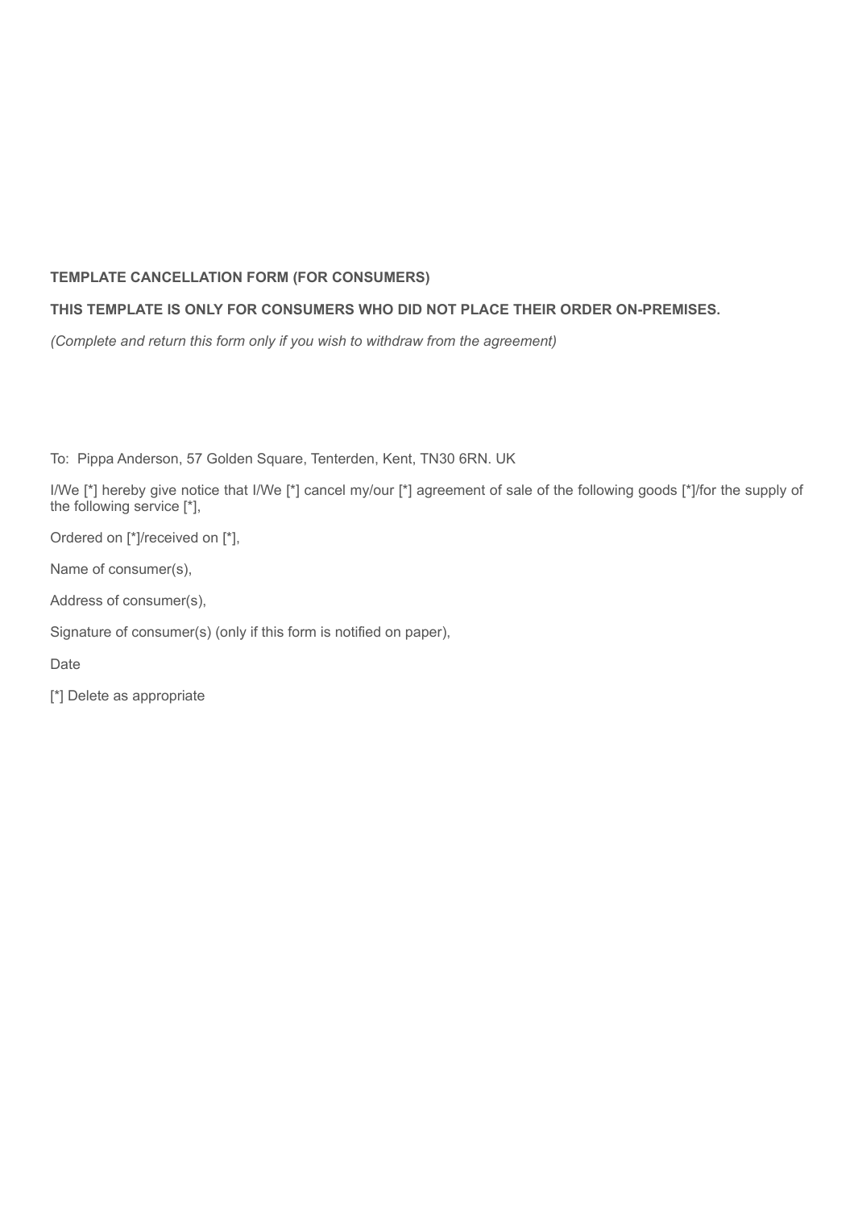**TEMPLATE CANCELLATION FORM (FOR CONSUMERS)**

**THIS TEMPLATE IS ONLY FOR CONSUMERS WHO DID NOT PLACE THEIR ORDER ON-PREMISES.**

*(Complete and return this form only if you wish to withdraw from the agreement)*

To: Pippa Anderson, 57 Golden Square, Tenterden, Kent, TN30 6RN. UK

I/We [*] hereby give notice that I/We [*] cancel my/our [*] agreement of sale of the following goods [*]/for the supply of the following service [*],

Ordered on [*]/received on [*],

Name of consumer(s),

Address of consumer(s),

Signature of consumer(s) (only if this form is notified on paper),

Date

[*] Delete as appropriate